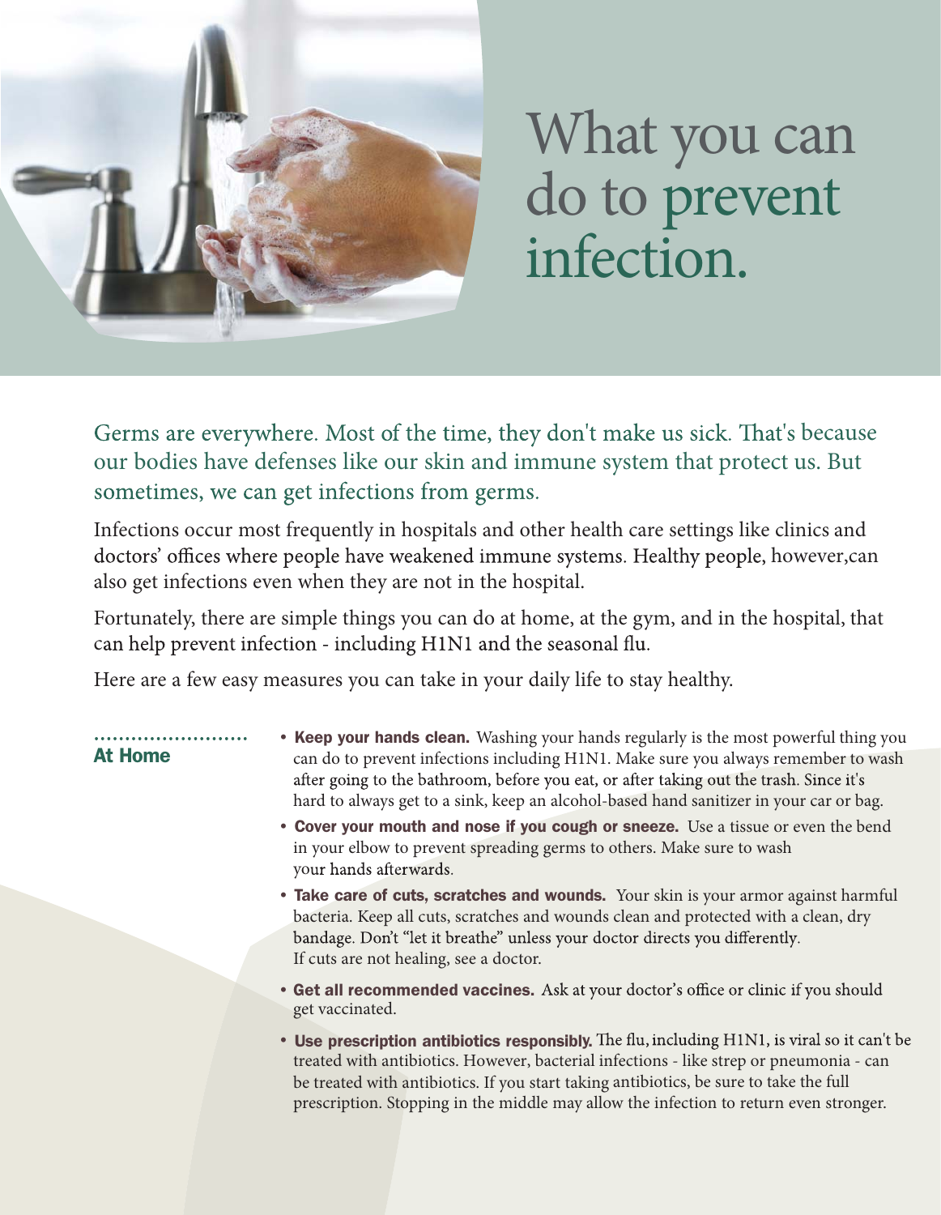# What you can do to prevent infection.

Germs are everywhere. Most of the time, they don't make us sick. That's because our bodies have defenses like our skin and immune system that protect us. But sometimes, we can get infections from germs.

Infections occur most frequently in hospitals and other health care settings like clinics and doctors' offices where people have weakened immune systems. Healthy people, however,can also get infections even when they are not in the hospital.

Fortunately, there are simple things you can do at home, at the gym, and in the hospital, that can help prevent infection - including H1N1 and the seasonal flu.

Here are a few easy measures you can take in your daily life to stay healthy.

## At Home

- **Keep your hands clean.** Washing your hands regularly is the most powerful thing you can do to prevent infections including H1N1. Make sure you always remember to wash after going to the bathroom, before you eat, or after taking out the trash. Since it's hard to always get to a sink, keep an alcohol-based hand sanitizer in your car or bag.
- **Cover your mouth and nose if you cough or sneeze.** Use a tissue or even the bend in your elbow to prevent spreading germs to others. Make sure to wash your hands afterwards.
- **Take care of cuts, scratches and wounds.** Your skin is your armor against harmful bacteria. Keep all cuts, scratches and wounds clean and protected with a clean, dry bandage. Don't "let it breathe" unless your doctor directs you differently. If cuts are not healing, see a doctor.
- **Get all recommended vaccines.** Ask at your doctor's office or clinic if you should get vaccinated.
- **Use prescription antibiotics responsibly.** The flu, including H1N1, is viral so it can't be treated with antibiotics. However, bacterial infections - like strep or pneumonia - can be treated with antibiotics. If you start taking antibiotics, be sure to take the full prescription. Stopping in the middle may allow the infection to return even stronger.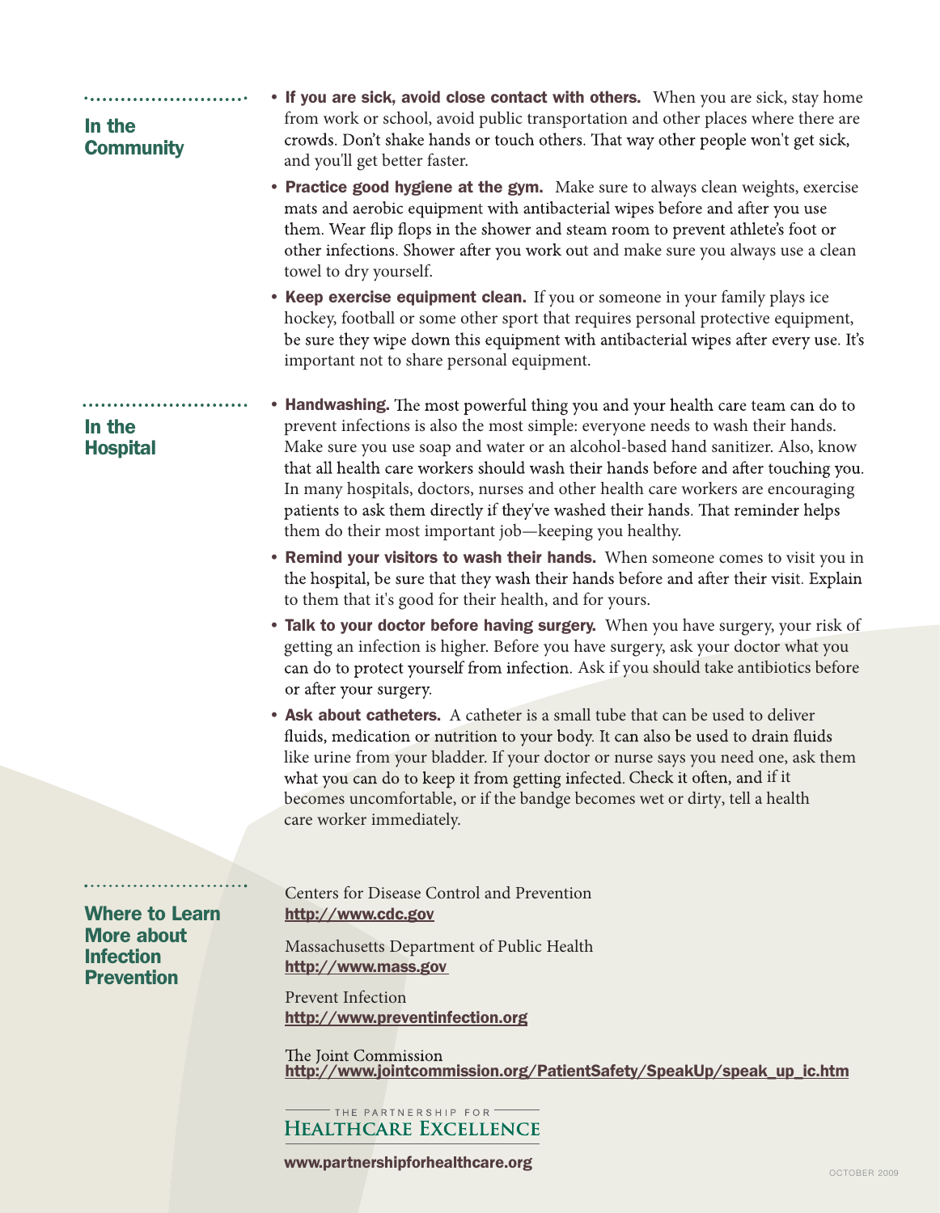## In the Community

- **If you are sick, avoid close contact with others.** When you are sick, stay home from work or school, avoid public transportation and other places where there are crowds. Don't shake hands or touch others. That way other people won't get sick, and you'll get better faster.
- **Practice good hygiene at the gym.** Make sure to always clean weights, exercise mats and aerobic equipment with antibacterial wipes before and after you use them. Wear flip flops in the shower and steam room to prevent athlete's foot or other infections. Shower after you work out and make sure you always use a clean towel to dry yourself.
- **Keep exercise equipment clean.** If you or someone in your family plays ice hockey, football or some other sport that requires personal protective equipment, be sure they wipe down this equipment with antibacterial wipes after every use. It's important not to share personal equipment.

## In the Hospital

- **Handwashing.** The most powerful thing you and your health care team can do to prevent infections is also the most simple: everyone needs to wash their hands. Make sure you use soap and water or an alcohol-based hand sanitizer. Also, know that all health care workers should wash their hands before and after touching you. In many hospitals, doctors, nurses and other health care workers are encouraging patients to ask them directly if they've washed their hands. That reminder helps them do their most important job—keeping you healthy.
- **Remind your visitors to wash their hands.** When someone comes to visit you in the hospital, be sure that they wash their hands before and after their visit. Explain to them that it's good for their health, and for yours.
- **Talk to your doctor before having surgery.** When you have surgery, your risk of getting an infection is higher. Before you have surgery, ask your doctor what you can do to protect yourself from infection. Ask if you should take antibiotics before or after your surgery.
- **Ask about catheters.** A catheter is a small tube that can be used to deliver fluids, medication or nutrition to your body. It can also be used to drain fluids like urine from your bladder. If your doctor or nurse says you need one, ask them what you can do to keep it from getting infected. Check it often, and if it becomes uncomfortable, or if the bandge becomes wet or dirty, tell a health care worker immediately.

## Where to Learn More about Infection Prevention

Centers for Disease Control and Prevention
**http://www.cdc.gov**

Massachusetts Department of Public Health
**http://www.mass.gov**

Prevent Infection
**http://www.preventinfection.org**

The Joint Commission
**http://www.jointcommission.org/PatientSafety/SpeakUp/speak_up_ic.htm**

THE PARTNERSHIP FOR
HEALTHCARE EXCELLENCE

**www.partnershipforhealthcare.org**

OCTOBER 2009